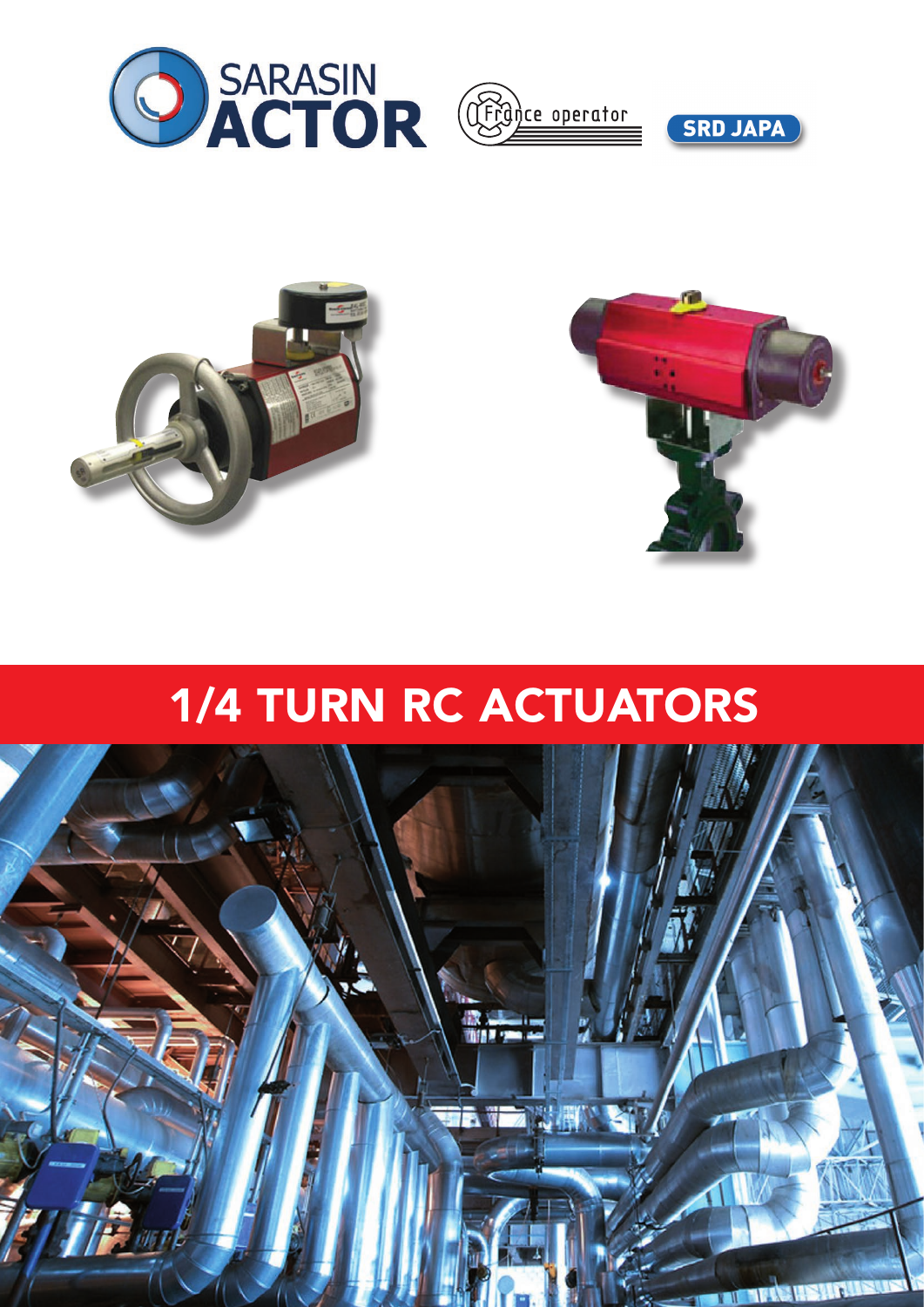SARASIN ACTOR

France operator

SRD JAPA

# 1/4 TURN RC ACTUATORS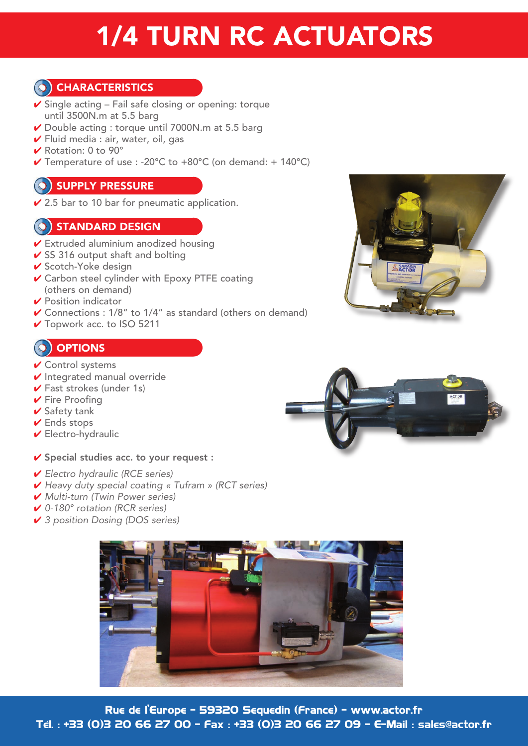# 1/4 TURN RC ACTUATORS

## CHARACTERISTICS

- ✔ Single acting – Fail safe closing or opening: torque until 3500N.m at 5.5 barg
- ✔ Double acting : torque until 7000N.m at 5.5 barg
- ✔ Fluid media : air, water, oil, gas
- ✔ Rotation: 0 to 90°
- ✔ Temperature of use : -20°C to +80°C (on demand: + 140°C)

## SUPPLY PRESSURE

- ✔ 2.5 bar to 10 bar for pneumatic application.

## STANDARD DESIGN

- ✔ Extruded aluminium anodized housing
- ✔ SS 316 output shaft and bolting
- ✔ Scotch-Yoke design
- ✔ Carbon steel cylinder with Epoxy PTFE coating (others on demand)
- ✔ Position indicator
- ✔ Connections : 1/8" to 1/4" as standard (others on demand)
- ✔ Topwork acc. to ISO 5211

## OPTIONS

- ✔ Control systems
- ✔ Integrated manual override
- ✔ Fast strokes (under 1s)
- ✔ Fire Proofing
- ✔ Safety tank
- ✔ Ends stops
- ✔ Electro-hydraulic

**✔ Special studies acc. to your request :**

- ✔ *Electro hydraulic (RCE series)*
- ✔ *Heavy duty special coating « Tufram » (RCT series)*
- ✔ *Multi-turn (Twin Power series)*
- ✔ *0-180° rotation (RCR series)*
- ✔ *3 position Dosing (DOS series)*

**Rue de l'Europe - 59320 Sequedin (France) - www.actor.fr**
**Tél. : +33 (0)3 20 66 27 00 - Fax : +33 (0)3 20 66 27 09 - E-Mail : sales@actor.fr**